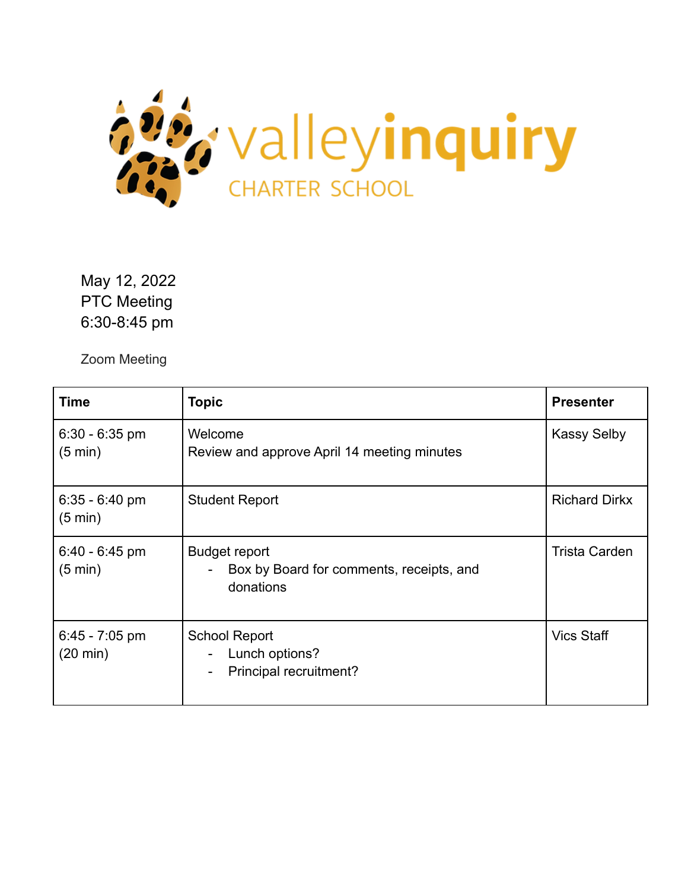valleyinquiry CHARTER SCHOOL

May 12, 2022
PTC Meeting
6:30-8:45 pm

Zoom Meeting

| Time | Topic | Presenter |
|---|---|---|
| 6:30 - 6:35 pm (5 min) | Welcome<br>Review and approve April 14 meeting minutes | Kassy Selby |
| 6:35 - 6:40 pm (5 min) | Student Report | Richard Dirkx |
| 6:40 - 6:45 pm (5 min) | Budget report<br>- Box by Board for comments, receipts, and donations | Trista Carden |
| 6:45 - 7:05 pm (20 min) | School Report<br>- Lunch options?<br>- Principal recruitment? | Vics Staff |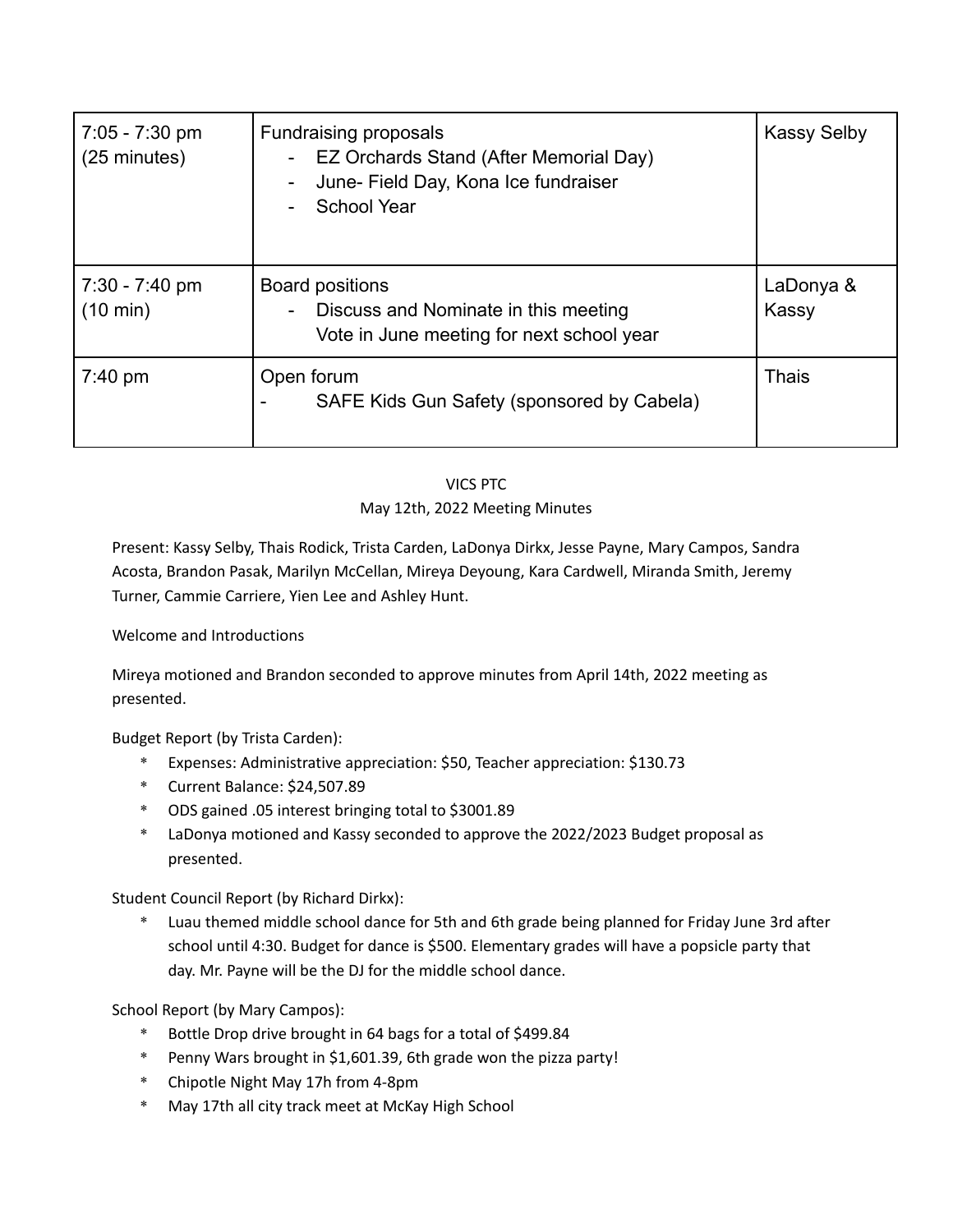| | | |
|---|---|---|
| 7:05 - 7:30 pm (25 minutes) | Fundraising proposals<br>- EZ Orchards Stand (After Memorial Day)<br>- June- Field Day, Kona Ice fundraiser<br>- School Year | Kassy Selby |
| 7:30 - 7:40 pm (10 min) | Board positions<br>- Discuss and Nominate in this meeting<br>Vote in June meeting for next school year | LaDonya & Kassy |
| 7:40 pm | Open forum<br>- SAFE Kids Gun Safety (sponsored by Cabela) | Thais |

VICS PTC

May 12th, 2022 Meeting Minutes

Present: Kassy Selby, Thais Rodick, Trista Carden, LaDonya Dirkx, Jesse Payne, Mary Campos, Sandra Acosta, Brandon Pasak, Marilyn McCellan, Mireya Deyoung, Kara Cardwell, Miranda Smith, Jeremy Turner, Cammie Carriere, Yien Lee and Ashley Hunt.

Welcome and Introductions

Mireya motioned and Brandon seconded to approve minutes from April 14th, 2022 meeting as presented.

Budget Report (by Trista Carden):

* Expenses: Administrative appreciation: $50, Teacher appreciation: $130.73
* Current Balance: $24,507.89
* ODS gained .05 interest bringing total to $3001.89
* LaDonya motioned and Kassy seconded to approve the 2022/2023 Budget proposal as presented.

Student Council Report (by Richard Dirkx):

* Luau themed middle school dance for 5th and 6th grade being planned for Friday June 3rd after school until 4:30. Budget for dance is $500. Elementary grades will have a popsicle party that day. Mr. Payne will be the DJ for the middle school dance.

School Report (by Mary Campos):

* Bottle Drop drive brought in 64 bags for a total of $499.84
* Penny Wars brought in $1,601.39, 6th grade won the pizza party!
* Chipotle Night May 17h from 4-8pm
* May 17th all city track meet at McKay High School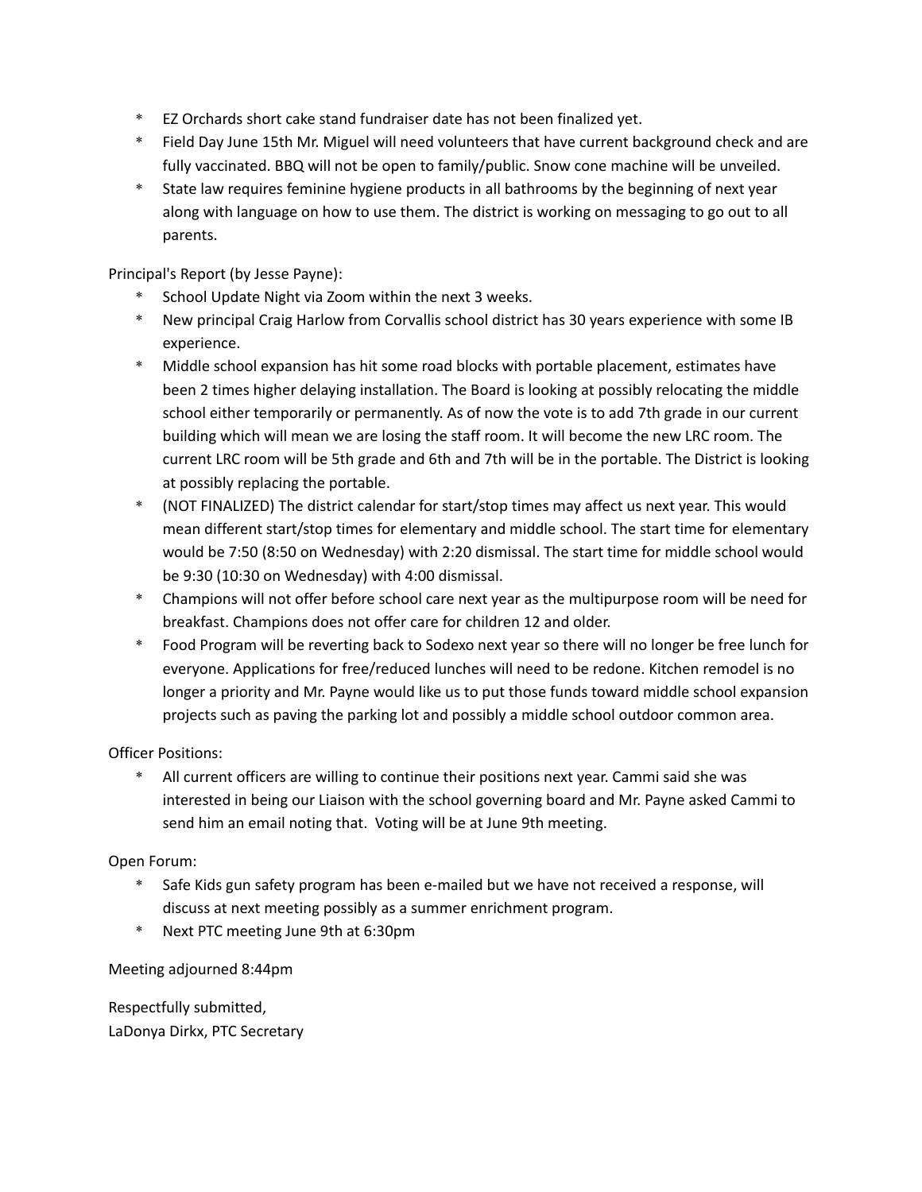* EZ Orchards short cake stand fundraiser date has not been finalized yet.
* Field Day June 15th Mr. Miguel will need volunteers that have current background check and are fully vaccinated. BBQ will not be open to family/public. Snow cone machine will be unveiled.
* State law requires feminine hygiene products in all bathrooms by the beginning of next year along with language on how to use them. The district is working on messaging to go out to all parents.

Principal's Report (by Jesse Payne):

* School Update Night via Zoom within the next 3 weeks.
* New principal Craig Harlow from Corvallis school district has 30 years experience with some IB experience.
* Middle school expansion has hit some road blocks with portable placement, estimates have been 2 times higher delaying installation. The Board is looking at possibly relocating the middle school either temporarily or permanently. As of now the vote is to add 7th grade in our current building which will mean we are losing the staff room. It will become the new LRC room. The current LRC room will be 5th grade and 6th and 7th will be in the portable. The District is looking at possibly replacing the portable.
* (NOT FINALIZED) The district calendar for start/stop times may affect us next year. This would mean different start/stop times for elementary and middle school. The start time for elementary would be 7:50 (8:50 on Wednesday) with 2:20 dismissal. The start time for middle school would be 9:30 (10:30 on Wednesday) with 4:00 dismissal.
* Champions will not offer before school care next year as the multipurpose room will be need for breakfast. Champions does not offer care for children 12 and older.
* Food Program will be reverting back to Sodexo next year so there will no longer be free lunch for everyone. Applications for free/reduced lunches will need to be redone. Kitchen remodel is no longer a priority and Mr. Payne would like us to put those funds toward middle school expansion projects such as paving the parking lot and possibly a middle school outdoor common area.

Officer Positions:

* All current officers are willing to continue their positions next year. Cammi said she was interested in being our Liaison with the school governing board and Mr. Payne asked Cammi to send him an email noting that. Voting will be at June 9th meeting.

Open Forum:

* Safe Kids gun safety program has been e-mailed but we have not received a response, will discuss at next meeting possibly as a summer enrichment program.
* Next PTC meeting June 9th at 6:30pm

Meeting adjourned 8:44pm

Respectfully submitted,
LaDonya Dirkx, PTC Secretary